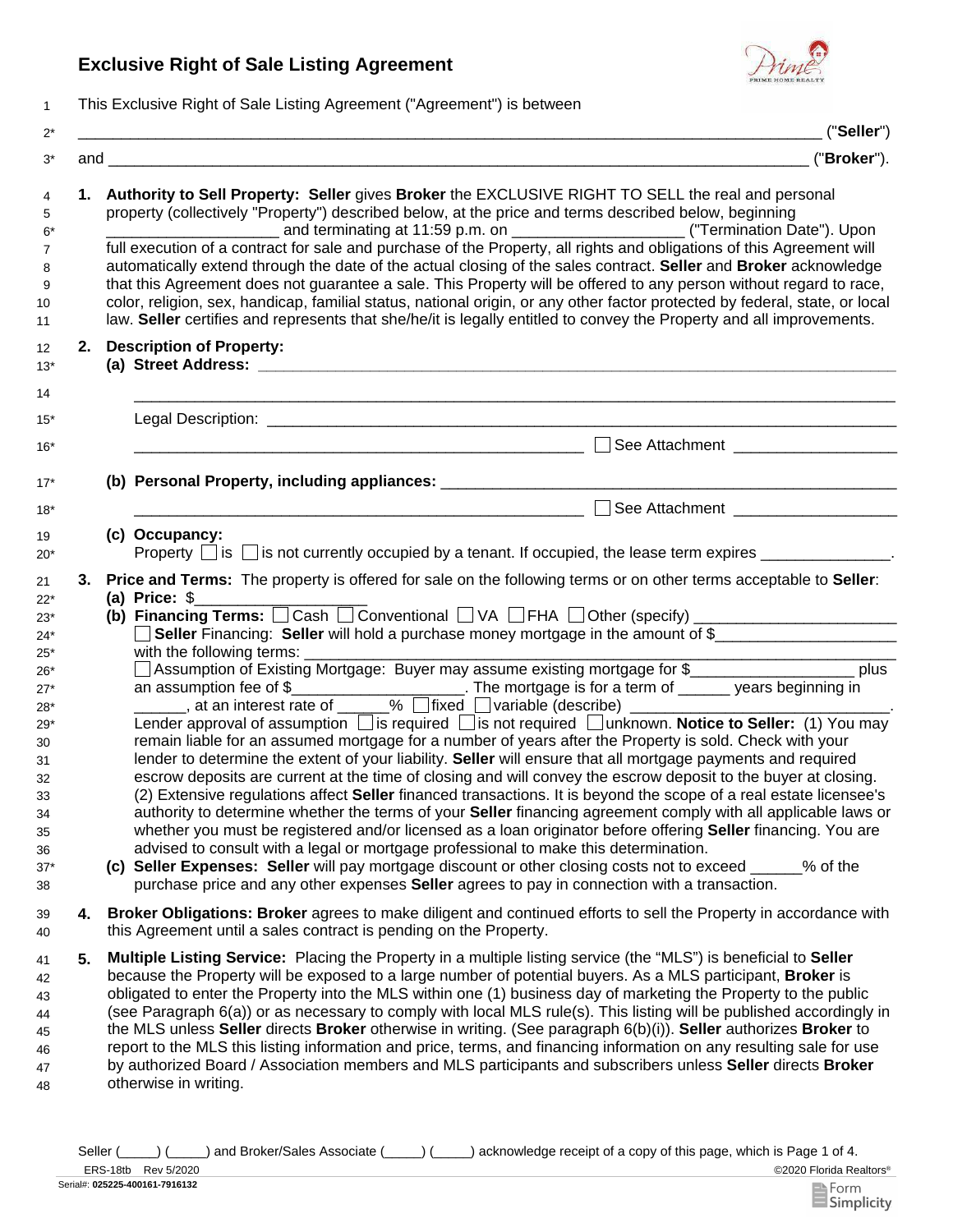# Exclusive Right of Sale Listing Agreement

This Exclusive Right of Sale Listing Agreement ("Agreement") is between

______________________________________________________________________________ ("**Seller**")

and __________________________________________________________________________ ("**Broker**").

1. **Authority to Sell Property: Seller** gives **Broker** the EXCLUSIVE RIGHT TO SELL the real and personal property (collectively "Property") described below, at the price and terms described below, beginning ____________________ and terminating at 11:59 p.m. on ____________________ ("Termination Date"). Upon full execution of a contract for sale and purchase of the Property, all rights and obligations of this Agreement will automatically extend through the date of the actual closing of the sales contract. **Seller** and **Broker** acknowledge that this Agreement does not guarantee a sale. This Property will be offered to any person without regard to race, color, religion, sex, handicap, familial status, national origin, or any other factor protected by federal, state, or local law. **Seller** certifies and represents that she/he/it is legally entitled to convey the Property and all improvements.

2. **Description of Property:**
   **(a) Street Address:** ______________________________________________________________

   ______________________________________________________________________________

   Legal Description: ____________________________________________________________

   ______________________________________________________ ☐ See Attachment ____________

   **(b) Personal Property, including appliances:** ________________________________________

   ______________________________________________________ ☐ See Attachment ____________

   **(c) Occupancy:**
   Property ☐ is ☐ is not currently occupied by a tenant. If occupied, the lease term expires _______________.

3. **Price and Terms:** The property is offered for sale on the following terms or on other terms acceptable to **Seller**:
   **(a) Price:** $___________________
   **(b) Financing Terms:** ☐ Cash ☐ Conventional ☐ VA ☐ FHA ☐ Other (specify) ________________________
   ☐ **Seller** Financing: **Seller** will hold a purchase money mortgage in the amount of $_____________________ with the following terms: ____________________________________________________________
   ☐ Assumption of Existing Mortgage: Buyer may assume existing mortgage for $___________________ plus an assumption fee of $____________________. The mortgage is for a term of ______ years beginning in ______, at an interest rate of ______% ☐ fixed ☐ variable (describe) ______________________________.
   Lender approval of assumption ☐ is required ☐ is not required ☐ unknown. **Notice to Seller:** (1) You may remain liable for an assumed mortgage for a number of years after the Property is sold. Check with your lender to determine the extent of your liability. **Seller** will ensure that all mortgage payments and required escrow deposits are current at the time of closing and will convey the escrow deposit to the buyer at closing. (2) Extensive regulations affect **Seller** financed transactions. It is beyond the scope of a real estate licensee's authority to determine whether the terms of your **Seller** financing agreement comply with all applicable laws or whether you must be registered and/or licensed as a loan originator before offering **Seller** financing. You are advised to consult with a legal or mortgage professional to make this determination.
   **(c) Seller Expenses: Seller** will pay mortgage discount or other closing costs not to exceed ______% of the purchase price and any other expenses **Seller** agrees to pay in connection with a transaction.

4. **Broker Obligations: Broker** agrees to make diligent and continued efforts to sell the Property in accordance with this Agreement until a sales contract is pending on the Property.

5. **Multiple Listing Service:** Placing the Property in a multiple listing service (the "MLS") is beneficial to **Seller** because the Property will be exposed to a large number of potential buyers. As a MLS participant, **Broker** is obligated to enter the Property into the MLS within one (1) business day of marketing the Property to the public (see Paragraph 6(a)) or as necessary to comply with local MLS rule(s). This listing will be published accordingly in the MLS unless **Seller** directs **Broker** otherwise in writing. (See paragraph 6(b)(i)). **Seller** authorizes **Broker** to report to the MLS this listing information and price, terms, and financing information on any resulting sale for use by authorized Board / Association members and MLS participants and subscribers unless **Seller** directs **Broker** otherwise in writing.

Seller (_____) (_____) and Broker/Sales Associate (_____) (_____) acknowledge receipt of a copy of this page, which is Page 1 of 4.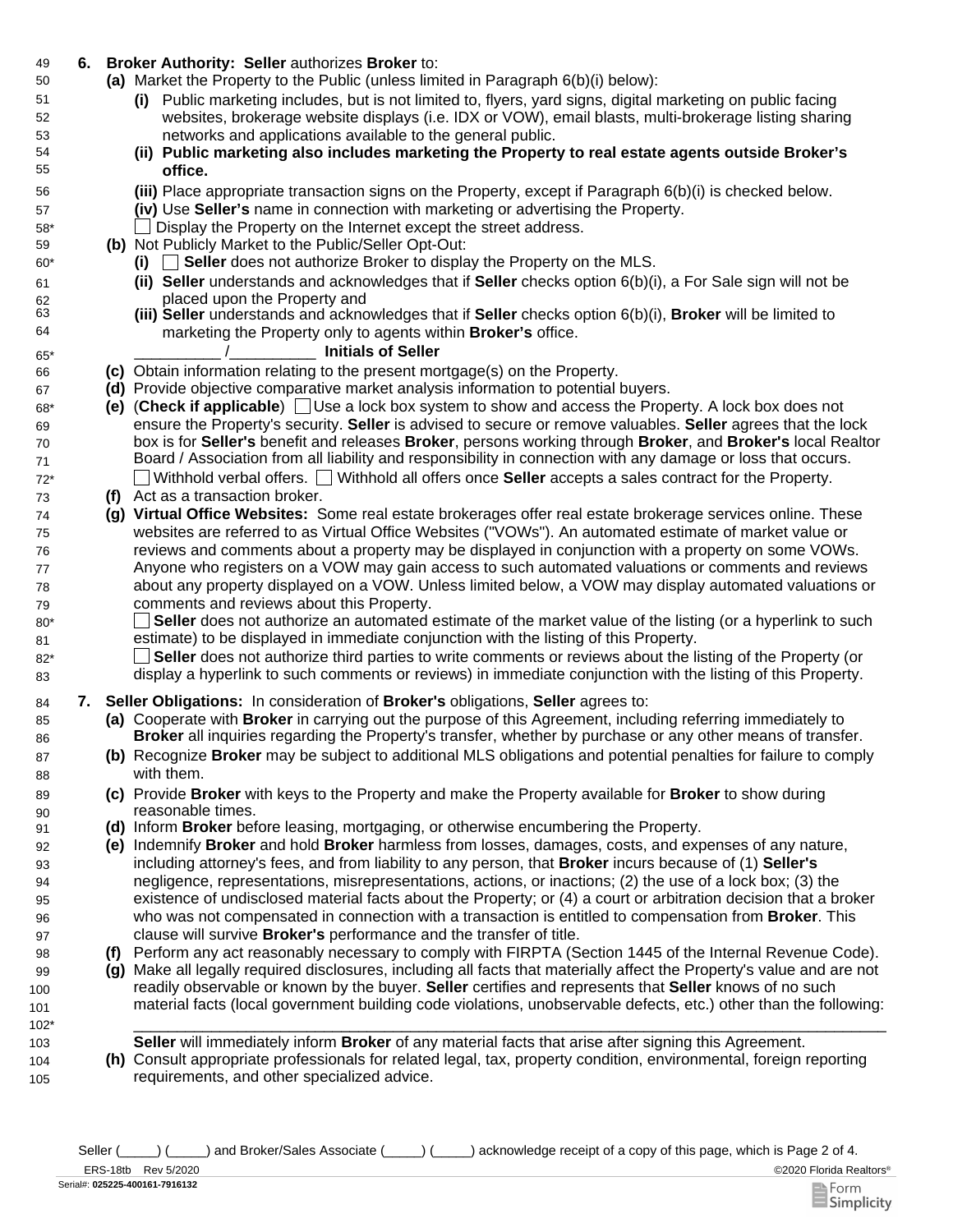**6. Broker Authority: Seller** authorizes **Broker** to:

**(a)** Market the Property to the Public (unless limited in Paragraph 6(b)(i) below):

**(i)** Public marketing includes, but is not limited to, flyers, yard signs, digital marketing on public facing websites, brokerage website displays (i.e. IDX or VOW), email blasts, multi-brokerage listing sharing networks and applications available to the general public.

**(ii) Public marketing also includes marketing the Property to real estate agents outside Broker's office.**

**(iii)** Place appropriate transaction signs on the Property, except if Paragraph 6(b)(i) is checked below.

**(iv)** Use **Seller's** name in connection with marketing or advertising the Property.

☐ Display the Property on the Internet except the street address.

**(b)** Not Publicly Market to the Public/Seller Opt-Out:

**(i)** ☐ **Seller** does not authorize Broker to display the Property on the MLS.

**(ii) Seller** understands and acknowledges that if **Seller** checks option 6(b)(i), a For Sale sign will not be placed upon the Property and

**(iii) Seller** understands and acknowledges that if **Seller** checks option 6(b)(i), **Broker** will be limited to marketing the Property only to agents within **Broker's** office.

__________ /__________ **Initials of Seller**

**(c)** Obtain information relating to the present mortgage(s) on the Property.

**(d)** Provide objective comparative market analysis information to potential buyers.

**(e)** (**Check if applicable**) ☐ Use a lock box system to show and access the Property. A lock box does not ensure the Property's security. **Seller** is advised to secure or remove valuables. **Seller** agrees that the lock box is for **Seller's** benefit and releases **Broker**, persons working through **Broker**, and **Broker's** local Realtor Board / Association from all liability and responsibility in connection with any damage or loss that occurs.

☐ Withhold verbal offers. ☐ Withhold all offers once **Seller** accepts a sales contract for the Property.

**(f)** Act as a transaction broker.

**(g) Virtual Office Websites:** Some real estate brokerages offer real estate brokerage services online. These websites are referred to as Virtual Office Websites ("VOWs"). An automated estimate of market value or reviews and comments about a property may be displayed in conjunction with a property on some VOWs. Anyone who registers on a VOW may gain access to such automated valuations or comments and reviews about any property displayed on a VOW. Unless limited below, a VOW may display automated valuations or comments and reviews about this Property.

☐ **Seller** does not authorize an automated estimate of the market value of the listing (or a hyperlink to such estimate) to be displayed in immediate conjunction with the listing of this Property.

☐ **Seller** does not authorize third parties to write comments or reviews about the listing of the Property (or display a hyperlink to such comments or reviews) in immediate conjunction with the listing of this Property.

**7. Seller Obligations:** In consideration of **Broker's** obligations, **Seller** agrees to:

**(a)** Cooperate with **Broker** in carrying out the purpose of this Agreement, including referring immediately to **Broker** all inquiries regarding the Property's transfer, whether by purchase or any other means of transfer.

**(b)** Recognize **Broker** may be subject to additional MLS obligations and potential penalties for failure to comply with them.

**(c)** Provide **Broker** with keys to the Property and make the Property available for **Broker** to show during reasonable times.

**(d)** Inform **Broker** before leasing, mortgaging, or otherwise encumbering the Property.

**(e)** Indemnify **Broker** and hold **Broker** harmless from losses, damages, costs, and expenses of any nature, including attorney's fees, and from liability to any person, that **Broker** incurs because of (1) **Seller's** negligence, representations, misrepresentations, actions, or inactions; (2) the use of a lock box; (3) the existence of undisclosed material facts about the Property; or (4) a court or arbitration decision that a broker who was not compensated in connection with a transaction is entitled to compensation from **Broker**. This clause will survive **Broker's** performance and the transfer of title.

**(f)** Perform any act reasonably necessary to comply with FIRPTA (Section 1445 of the Internal Revenue Code).

**(g)** Make all legally required disclosures, including all facts that materially affect the Property's value and are not readily observable or known by the buyer. **Seller** certifies and represents that **Seller** knows of no such material facts (local government building code violations, unobservable defects, etc.) other than the following:

______________________________________________________________________________________

**Seller** will immediately inform **Broker** of any material facts that arise after signing this Agreement.

**(h)** Consult appropriate professionals for related legal, tax, property condition, environmental, foreign reporting requirements, and other specialized advice.

Seller (_____) (_____) and Broker/Sales Associate (_____) (_____) acknowledge receipt of a copy of this page, which is Page 2 of 4.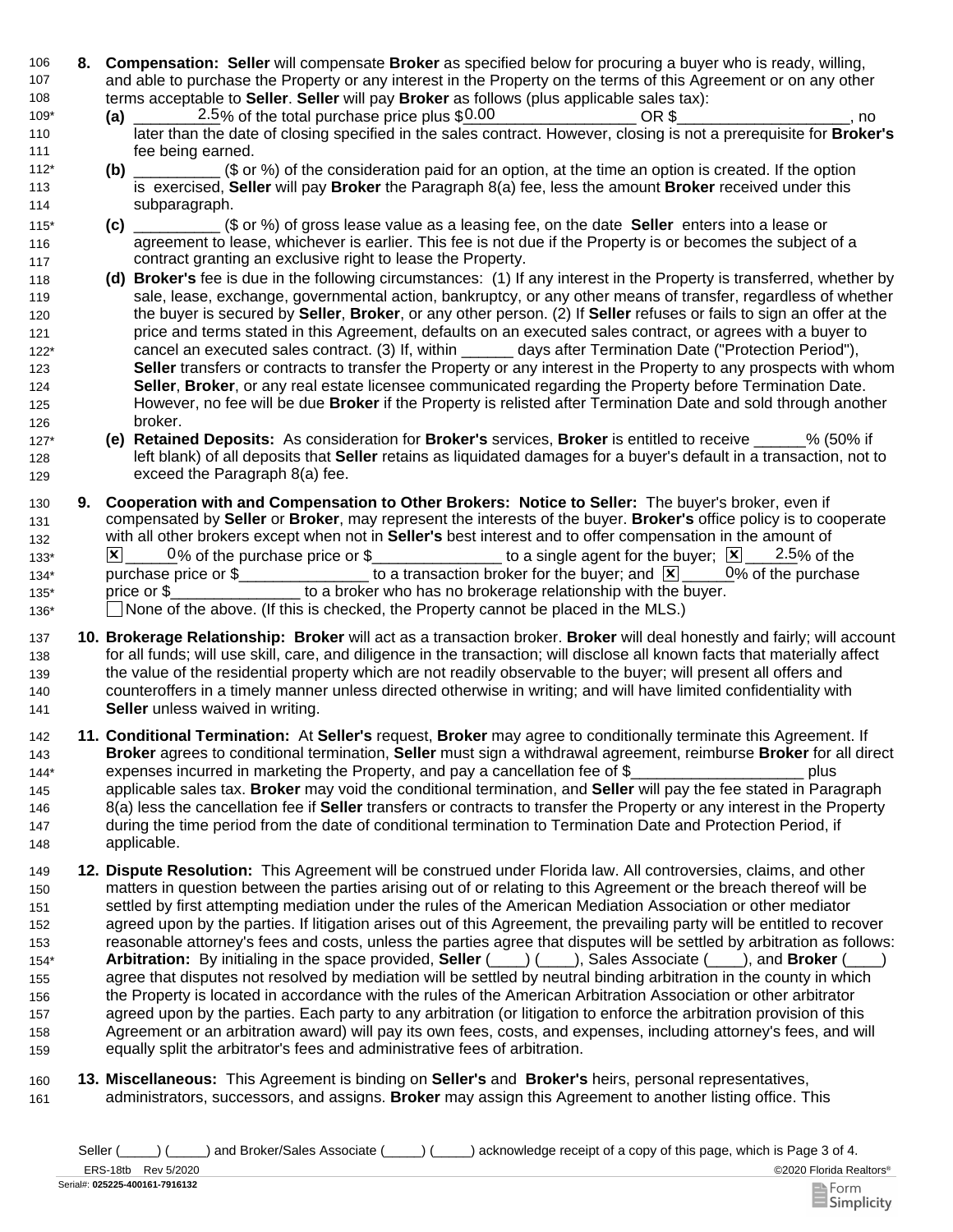**8. Compensation:** **Seller** will compensate **Broker** as specified below for procuring a buyer who is ready, willing, and able to purchase the Property or any interest in the Property on the terms of this Agreement or on any other terms acceptable to **Seller**. **Seller** will pay **Broker** as follows (plus applicable sales tax):

**(a)** ____2.5% of the total purchase price plus $0.00____________________ OR $____________________, no later than the date of closing specified in the sales contract. However, closing is not a prerequisite for **Broker's** fee being earned.

**(b)** __________ ($ or %) of the consideration paid for an option, at the time an option is created. If the option is exercised, **Seller** will pay **Broker** the Paragraph 8(a) fee, less the amount **Broker** received under this subparagraph.

**(c)** __________ ($ or %) of gross lease value as a leasing fee, on the date **Seller** enters into a lease or agreement to lease, whichever is earlier. This fee is not due if the Property is or becomes the subject of a contract granting an exclusive right to lease the Property.

**(d) Broker's** fee is due in the following circumstances: (1) If any interest in the Property is transferred, whether by sale, lease, exchange, governmental action, bankruptcy, or any other means of transfer, regardless of whether the buyer is secured by **Seller**, **Broker**, or any other person. (2) If **Seller** refuses or fails to sign an offer at the price and terms stated in this Agreement, defaults on an executed sales contract, or agrees with a buyer to cancel an executed sales contract. (3) If, within ______ days after Termination Date ("Protection Period"), **Seller** transfers or contracts to transfer the Property or any interest in the Property to any prospects with whom **Seller**, **Broker**, or any real estate licensee communicated regarding the Property before Termination Date. However, no fee will be due **Broker** if the Property is relisted after Termination Date and sold through another broker.

**(e) Retained Deposits:** As consideration for **Broker's** services, **Broker** is entitled to receive ______% (50% if left blank) of all deposits that **Seller** retains as liquidated damages for a buyer's default in a transaction, not to exceed the Paragraph 8(a) fee.

**9. Cooperation with and Compensation to Other Brokers: Notice to Seller:** The buyer's broker, even if compensated by **Seller** or **Broker**, may represent the interests of the buyer. **Broker's** office policy is to cooperate with all other brokers except when not in **Seller's** best interest and to offer compensation in the amount of ☒ ____0% of the purchase price or $_______________ to a single agent for the buyer; ☒ ___2.5% of the purchase price or $_______________ to a transaction broker for the buyer; and ☒ _____0% of the purchase price or $_______________ to a broker who has no brokerage relationship with the buyer.
☐ None of the above. (If this is checked, the Property cannot be placed in the MLS.)

**10. Brokerage Relationship:** **Broker** will act as a transaction broker. **Broker** will deal honestly and fairly; will account for all funds; will use skill, care, and diligence in the transaction; will disclose all known facts that materially affect the value of the residential property which are not readily observable to the buyer; will present all offers and counteroffers in a timely manner unless directed otherwise in writing; and will have limited confidentiality with **Seller** unless waived in writing.

**11. Conditional Termination:** At **Seller's** request, **Broker** may agree to conditionally terminate this Agreement. If **Broker** agrees to conditional termination, **Seller** must sign a withdrawal agreement, reimburse **Broker** for all direct expenses incurred in marketing the Property, and pay a cancellation fee of $____________________ plus applicable sales tax. **Broker** may void the conditional termination, and **Seller** will pay the fee stated in Paragraph 8(a) less the cancellation fee if **Seller** transfers or contracts to transfer the Property or any interest in the Property during the time period from the date of conditional termination to Termination Date and Protection Period, if applicable.

**12. Dispute Resolution:** This Agreement will be construed under Florida law. All controversies, claims, and other matters in question between the parties arising out of or relating to this Agreement or the breach thereof will be settled by first attempting mediation under the rules of the American Mediation Association or other mediator agreed upon by the parties. If litigation arises out of this Agreement, the prevailing party will be entitled to recover reasonable attorney's fees and costs, unless the parties agree that disputes will be settled by arbitration as follows: **Arbitration:** By initialing in the space provided, **Seller** (____) (____), Sales Associate (____), and **Broker** (____) agree that disputes not resolved by mediation will be settled by neutral binding arbitration in the county in which the Property is located in accordance with the rules of the American Arbitration Association or other arbitrator agreed upon by the parties. Each party to any arbitration (or litigation to enforce the arbitration provision of this Agreement or an arbitration award) will pay its own fees, costs, and expenses, including attorney's fees, and will equally split the arbitrator's fees and administrative fees of arbitration.

**13. Miscellaneous:** This Agreement is binding on **Seller's** and **Broker's** heirs, personal representatives, administrators, successors, and assigns. **Broker** may assign this Agreement to another listing office. This

Seller (_____) (_____) and Broker/Sales Associate (_____) (_____) acknowledge receipt of a copy of this page, which is Page 3 of 4.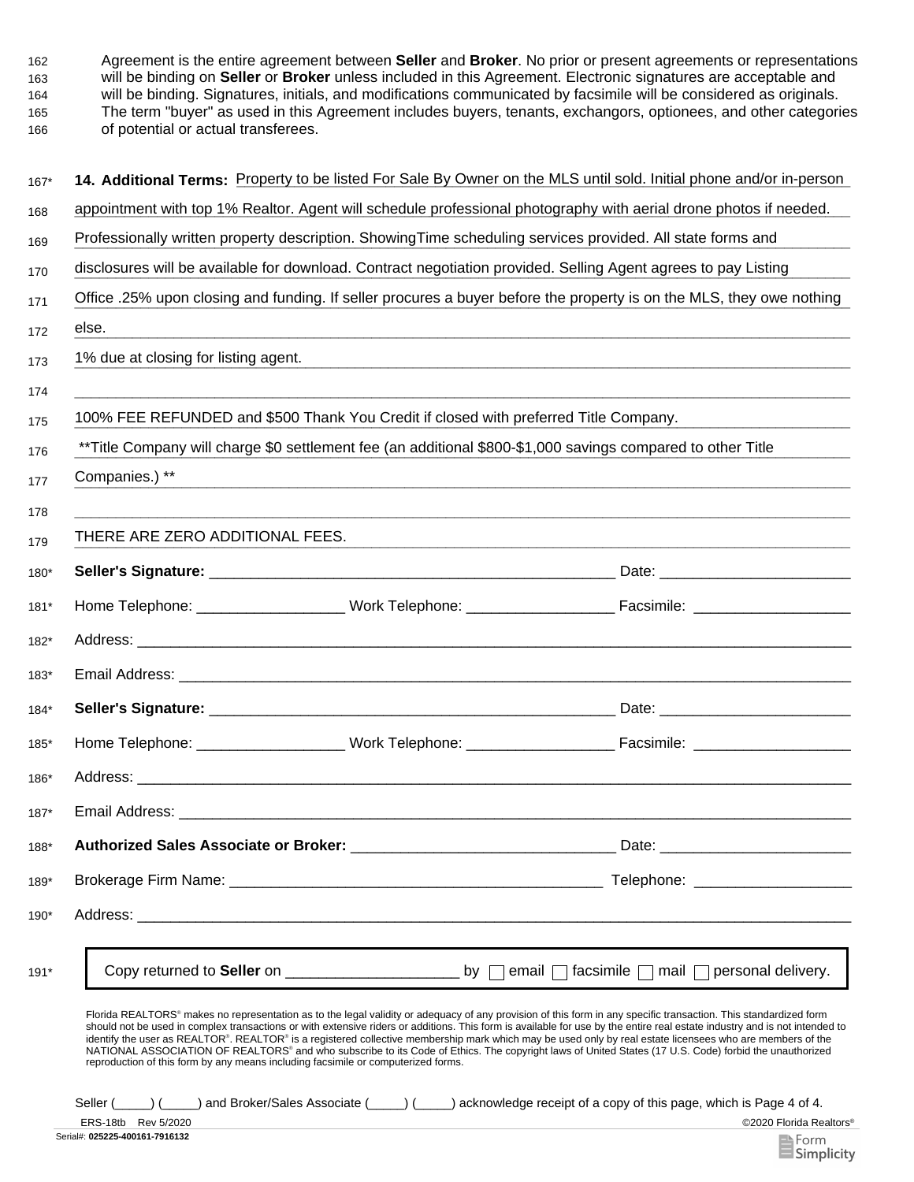Agreement is the entire agreement between **Seller** and **Broker**. No prior or present agreements or representations will be binding on **Seller** or **Broker** unless included in this Agreement. Electronic signatures are acceptable and will be binding. Signatures, initials, and modifications communicated by facsimile will be considered as originals. The term "buyer" as used in this Agreement includes buyers, tenants, exchangors, optionees, and other categories of potential or actual transferees.

**14. Additional Terms:** Property to be listed For Sale By Owner on the MLS until sold. Initial phone and/or in-person appointment with top 1% Realtor. Agent will schedule professional photography with aerial drone photos if needed. Professionally written property description. ShowingTime scheduling services provided. All state forms and disclosures will be available for download. Contract negotiation provided. Selling Agent agrees to pay Listing Office .25% upon closing and funding. If seller procures a buyer before the property is on the MLS, they owe nothing else.

1% due at closing for listing agent.

100% FEE REFUNDED and $500 Thank You Credit if closed with preferred Title Company.

**Title Company will charge $0 settlement fee (an additional $800-$1,000 savings compared to other Title Companies.) **

THERE ARE ZERO ADDITIONAL FEES.

**Seller's Signature:** ______________________________ Date: ______________

Home Telephone: ______________ Work Telephone: ______________ Facsimile: ______________

Address: ______________________________________________

Email Address: ______________________________________________

**Seller's Signature:** ______________________________ Date: ______________

Home Telephone: ______________ Work Telephone: ______________ Facsimile: ______________

Address: ______________________________________________

Email Address: ______________________________________________

**Authorized Sales Associate or Broker:** ______________________________ Date: ______________

Brokerage Firm Name: ______________________________ Telephone: ______________

Address: ______________________________________________

Copy returned to **Seller** on ______________ by ☐ email ☐ facsimile ☐ mail ☐ personal delivery.

Florida REALTORS® makes no representation as to the legal validity or adequacy of any provision of this form in any specific transaction. This standardized form should not be used in complex transactions or with extensive riders or additions. This form is available for use by the entire real estate industry and is not intended to identify the user as REALTOR®. REALTOR® is a registered collective membership mark which may be used only by real estate licensees who are members of the NATIONAL ASSOCIATION OF REALTORS® and who subscribe to its Code of Ethics. The copyright laws of United States (17 U.S. Code) forbid the unauthorized reproduction of this form by any means including facsimile or computerized forms.

Seller (_____) (_____) and Broker/Sales Associate (_____) (_____) acknowledge receipt of a copy of this page, which is Page 4 of 4.

ERS-18tb Rev 5/2020 ©2020 Florida Realtors®

Serial#: 025225-400161-7916132